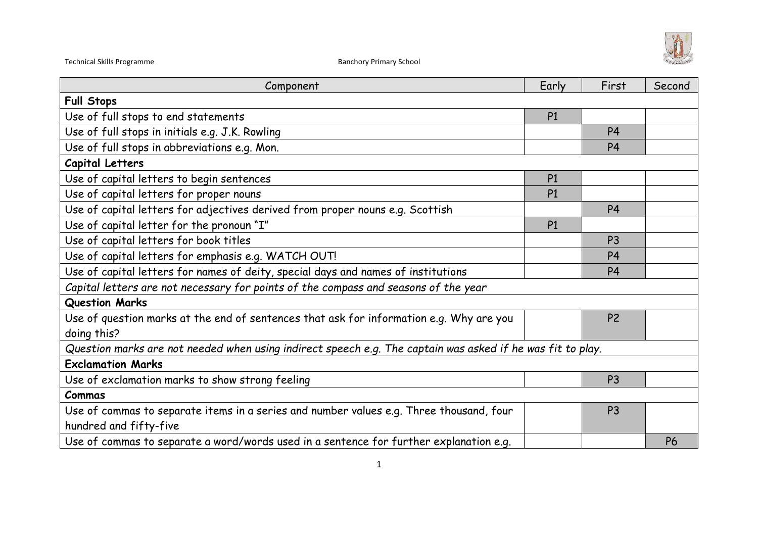| Component | Early | First | Second |
|---|---|---|---|
| **Full Stops** | | | |
| Use of full stops to end statements | P1 | | |
| Use of full stops in initials e.g. J.K. Rowling | | P4 | |
| Use of full stops in abbreviations e.g. Mon. | | P4 | |
| **Capital Letters** | | | |
| Use of capital letters to begin sentences | P1 | | |
| Use of capital letters for proper nouns | P1 | | |
| Use of capital letters for adjectives derived from proper nouns e.g. Scottish | | P4 | |
| Use of capital letter for the pronoun "I" | P1 | | |
| Use of capital letters for book titles | | P3 | |
| Use of capital letters for emphasis e.g. WATCH OUT! | | P4 | |
| Use of capital letters for names of deity, special days and names of institutions | | P4 | |
| *Capital letters are not necessary for points of the compass and seasons of the year* | | | |
| **Question Marks** | | | |
| Use of question marks at the end of sentences that ask for information e.g. Why are you doing this? | | P2 | |
| *Question marks are not needed when using indirect speech e.g. The captain was asked if he was fit to play.* | | | |
| **Exclamation Marks** | | | |
| Use of exclamation marks to show strong feeling | | P3 | |
| **Commas** | | | |
| Use of commas to separate items in a series and number values e.g. Three thousand, four hundred and fifty-five | | P3 | |
| Use of commas to separate a word/words used in a sentence for further explanation e.g. | | | P6 |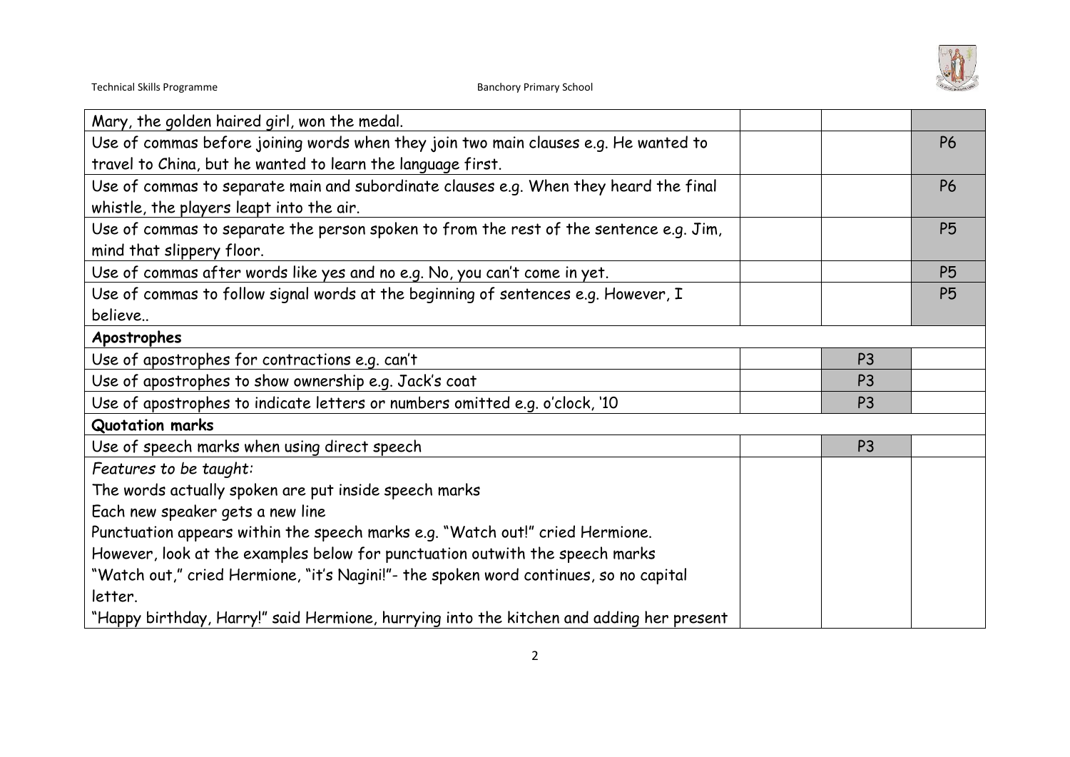| | | | |
|---|---|---|---|
| Mary, the golden haired girl, won the medal. | | | |
| Use of commas before joining words when they join two main clauses e.g. He wanted to travel to China, but he wanted to learn the language first. | | | P6 |
| Use of commas to separate main and subordinate clauses e.g. When they heard the final whistle, the players leapt into the air. | | | P6 |
| Use of commas to separate the person spoken to from the rest of the sentence e.g. Jim, mind that slippery floor. | | | P5 |
| Use of commas after words like yes and no e.g. No, you can't come in yet. | | | P5 |
| Use of commas to follow signal words at the beginning of sentences e.g. However, I believe.. | | | P5 |
| **Apostrophes** | | | |
| Use of apostrophes for contractions e.g. can't | | P3 | |
| Use of apostrophes to show ownership e.g. Jack's coat | | P3 | |
| Use of apostrophes to indicate letters or numbers omitted e.g. o'clock, '10 | | P3 | |
| **Quotation marks** | | | |
| Use of speech marks when using direct speech | | P3 | |
| *Features to be taught:*<br>The words actually spoken are put inside speech marks<br>Each new speaker gets a new line<br>Punctuation appears within the speech marks e.g. "Watch out!" cried Hermione.<br>However, look at the examples below for punctuation outwith the speech marks<br>"Watch out," cried Hermione, "it's Nagini!"- the spoken word continues, so no capital letter.<br>"Happy birthday, Harry!" said Hermione, hurrying into the kitchen and adding her present | | | |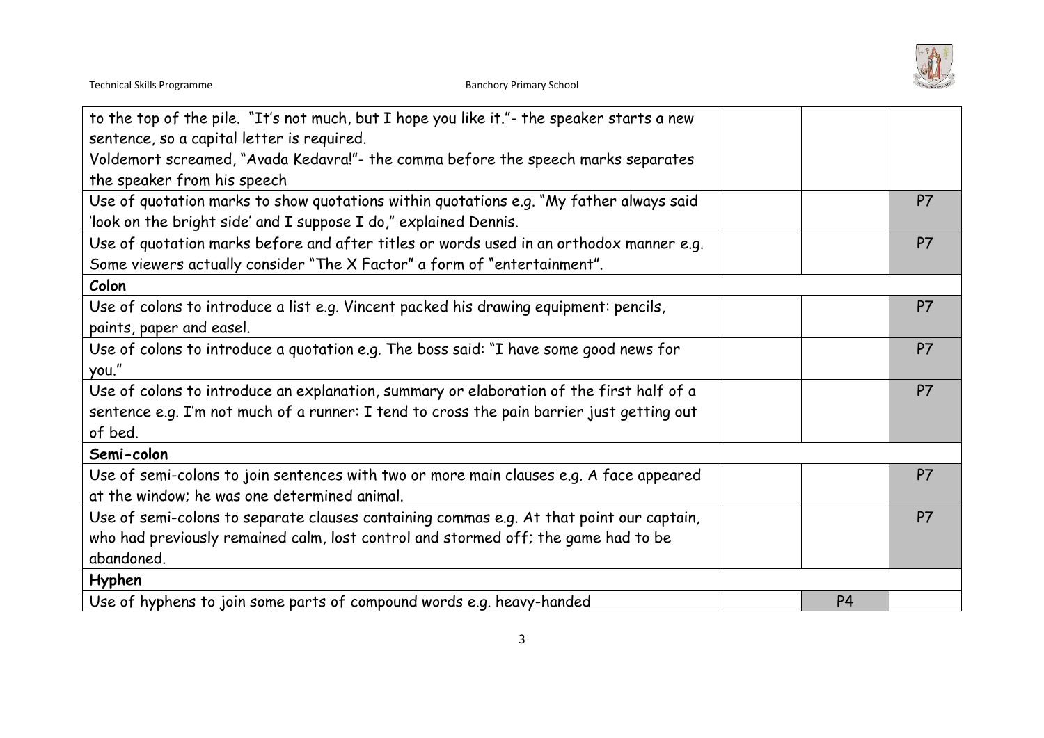| | | | |
|---|---|---|---|
| to the top of the pile. "It's not much, but I hope you like it."- the speaker starts a new sentence, so a capital letter is required.<br>Voldemort screamed, "Avada Kedavra!"- the comma before the speech marks separates the speaker from his speech | | | |
| Use of quotation marks to show quotations within quotations e.g. "My father always said 'look on the bright side' and I suppose I do," explained Dennis. | | | P7 |
| Use of quotation marks before and after titles or words used in an orthodox manner e.g. Some viewers actually consider "The X Factor" a form of "entertainment". | | | P7 |
| **Colon** | | | |
| Use of colons to introduce a list e.g. Vincent packed his drawing equipment: pencils, paints, paper and easel. | | | P7 |
| Use of colons to introduce a quotation e.g. The boss said: "I have some good news for you." | | | P7 |
| Use of colons to introduce an explanation, summary or elaboration of the first half of a sentence e.g. I'm not much of a runner: I tend to cross the pain barrier just getting out of bed. | | | P7 |
| **Semi-colon** | | | |
| Use of semi-colons to join sentences with two or more main clauses e.g. A face appeared at the window; he was one determined animal. | | | P7 |
| Use of semi-colons to separate clauses containing commas e.g. At that point our captain, who had previously remained calm, lost control and stormed off; the game had to be abandoned. | | | P7 |
| **Hyphen** | | | |
| Use of hyphens to join some parts of compound words e.g. heavy-handed | | P4 | |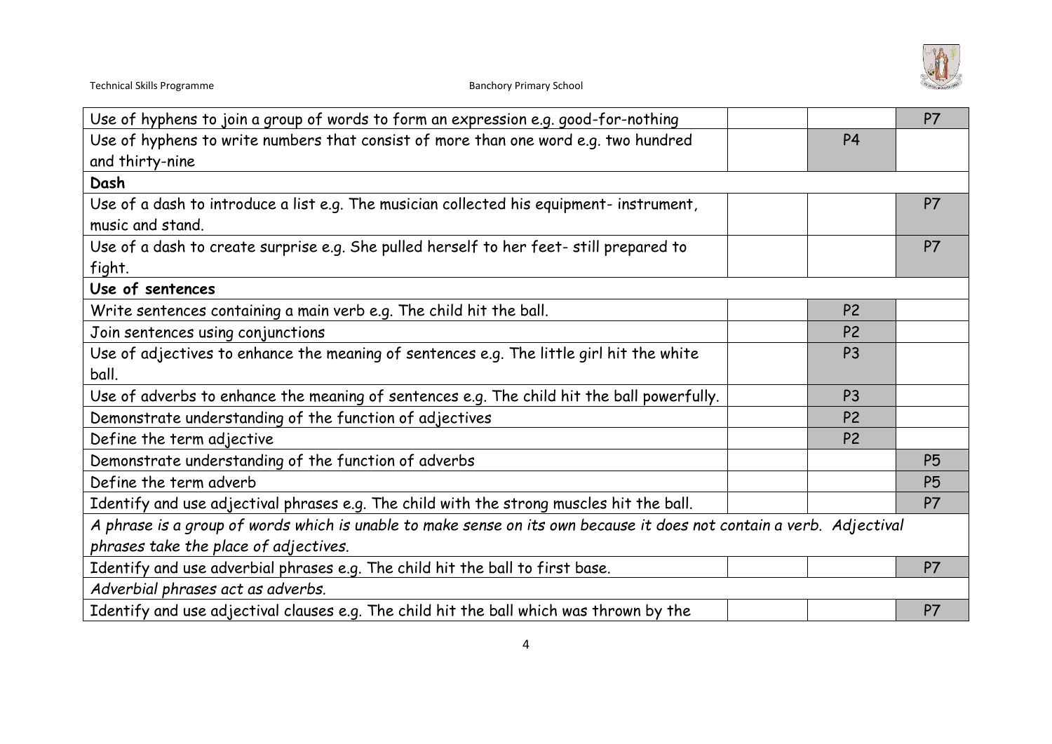| | | | |
|---|---|---|---|
| Use of hyphens to join a group of words to form an expression e.g. good-for-nothing | | | P7 |
| Use of hyphens to write numbers that consist of more than one word e.g. two hundred and thirty-nine | | P4 | |
| **Dash** | | | |
| Use of a dash to introduce a list e.g. The musician collected his equipment- instrument, music and stand. | | | P7 |
| Use of a dash to create surprise e.g. She pulled herself to her feet- still prepared to fight. | | | P7 |
| **Use of sentences** | | | |
| Write sentences containing a main verb e.g. The child hit the ball. | | P2 | |
| Join sentences using conjunctions | | P2 | |
| Use of adjectives to enhance the meaning of sentences e.g. The little girl hit the white ball. | | P3 | |
| Use of adverbs to enhance the meaning of sentences e.g. The child hit the ball powerfully. | | P3 | |
| Demonstrate understanding of the function of adjectives | | P2 | |
| Define the term adjective | | P2 | |
| Demonstrate understanding of the function of adverbs | | | P5 |
| Define the term adverb | | | P5 |
| Identify and use adjectival phrases e.g. The child with the strong muscles hit the ball. | | | P7 |
| *A phrase is a group of words which is unable to make sense on its own because it does not contain a verb. Adjectival phrases take the place of adjectives.* | | | |
| Identify and use adverbial phrases e.g. The child hit the ball to first base. | | | P7 |
| *Adverbial phrases act as adverbs.* | | | |
| Identify and use adjectival clauses e.g. The child hit the ball which was thrown by the | | | P7 |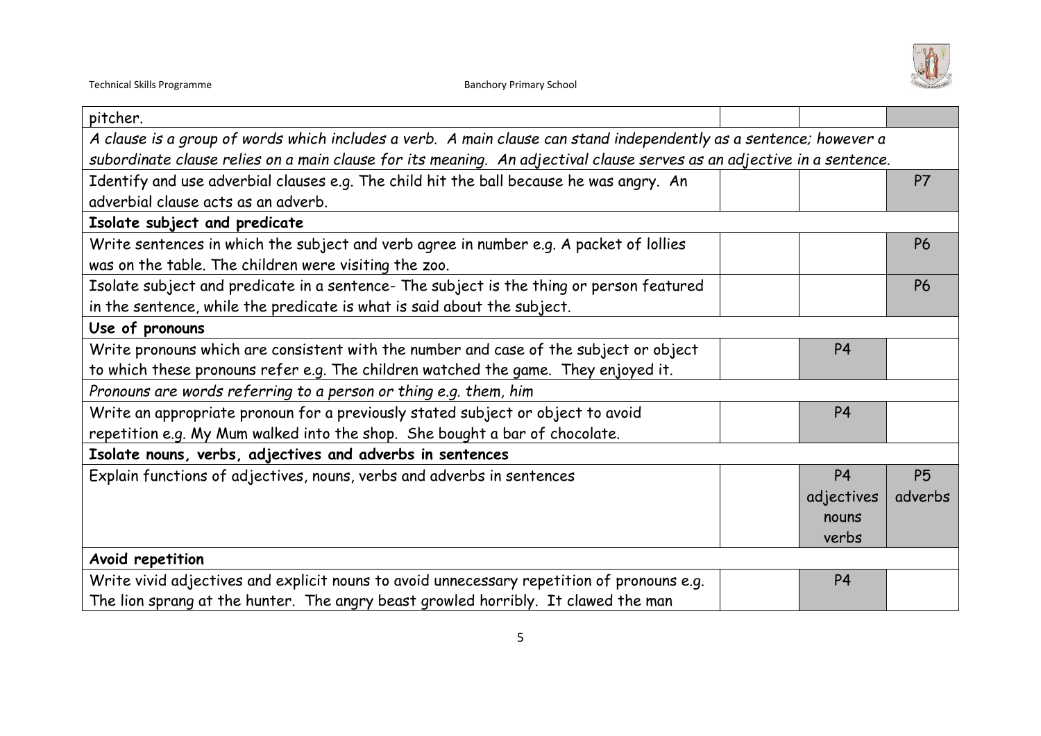| | | | |
|---|---|---|---|
| pitcher. | | | |
| *A clause is a group of words which includes a verb. A main clause can stand independently as a sentence; however a subordinate clause relies on a main clause for its meaning. An adjectival clause serves as an adjective in a sentence.* | | | |
| Identify and use adverbial clauses e.g. The child hit the ball because he was angry. An adverbial clause acts as an adverb. | | | P7 |
| **Isolate subject and predicate** | | | |
| Write sentences in which the subject and verb agree in number e.g. A packet of lollies was on the table. The children were visiting the zoo. | | | P6 |
| Isolate subject and predicate in a sentence- The subject is the thing or person featured in the sentence, while the predicate is what is said about the subject. | | | P6 |
| **Use of pronouns** | | | |
| Write pronouns which are consistent with the number and case of the subject or object to which these pronouns refer e.g. The children watched the game. They enjoyed it. | | P4 | |
| *Pronouns are words referring to a person or thing e.g. them, him* | | | |
| Write an appropriate pronoun for a previously stated subject or object to avoid repetition e.g. My Mum walked into the shop. She bought a bar of chocolate. | | P4 | |
| **Isolate nouns, verbs, adjectives and adverbs in sentences** | | | |
| Explain functions of adjectives, nouns, verbs and adverbs in sentences | | P4 adjectives nouns verbs | P5 adverbs |
| **Avoid repetition** | | | |
| Write vivid adjectives and explicit nouns to avoid unnecessary repetition of pronouns e.g. The lion sprang at the hunter. The angry beast growled horribly. It clawed the man | | P4 | |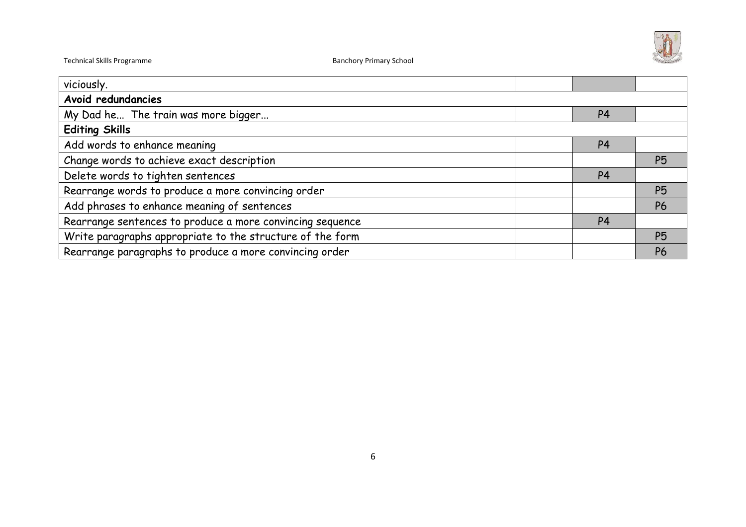| | | | |
|---|---|---|---|
| viciously. | | | |
| **Avoid redundancies** | | | |
| My Dad he... The train was more bigger... | | P4 | |
| **Editing Skills** | | | |
| Add words to enhance meaning | | P4 | |
| Change words to achieve exact description | | | P5 |
| Delete words to tighten sentences | | P4 | |
| Rearrange words to produce a more convincing order | | | P5 |
| Add phrases to enhance meaning of sentences | | | P6 |
| Rearrange sentences to produce a more convincing sequence | | P4 | |
| Write paragraphs appropriate to the structure of the form | | | P5 |
| Rearrange paragraphs to produce a more convincing order | | | P6 |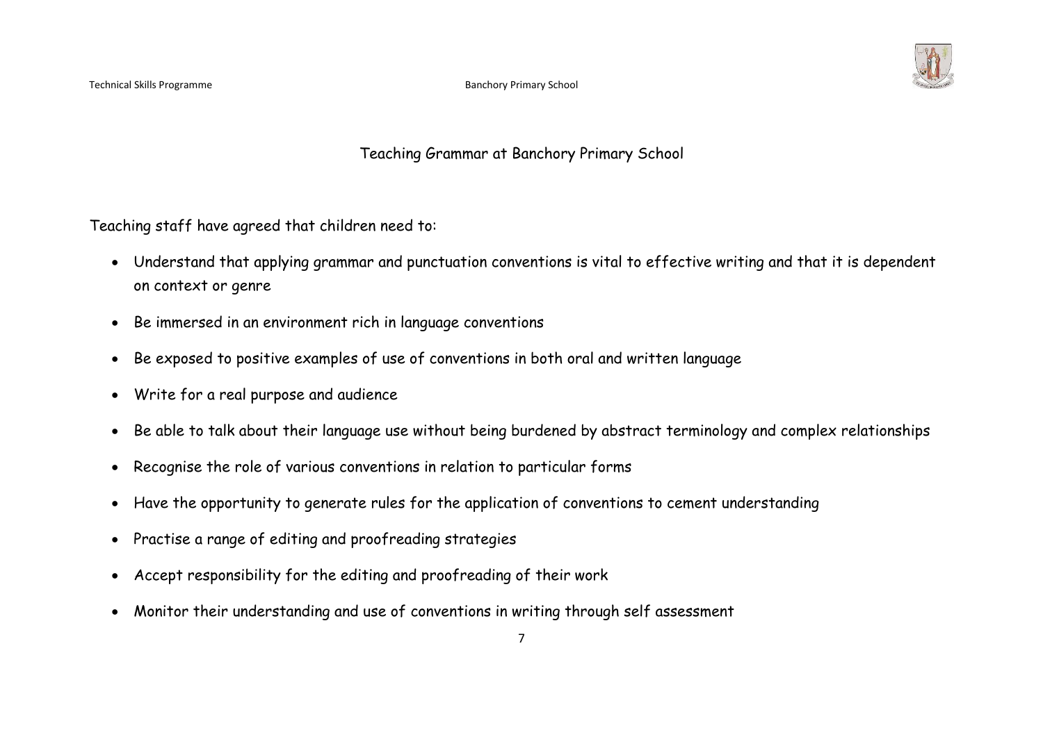# Teaching Grammar at Banchory Primary School

Teaching staff have agreed that children need to:

- Understand that applying grammar and punctuation conventions is vital to effective writing and that it is dependent on context or genre
- Be immersed in an environment rich in language conventions
- Be exposed to positive examples of use of conventions in both oral and written language
- Write for a real purpose and audience
- Be able to talk about their language use without being burdened by abstract terminology and complex relationships
- Recognise the role of various conventions in relation to particular forms
- Have the opportunity to generate rules for the application of conventions to cement understanding
- Practise a range of editing and proofreading strategies
- Accept responsibility for the editing and proofreading of their work
- Monitor their understanding and use of conventions in writing through self assessment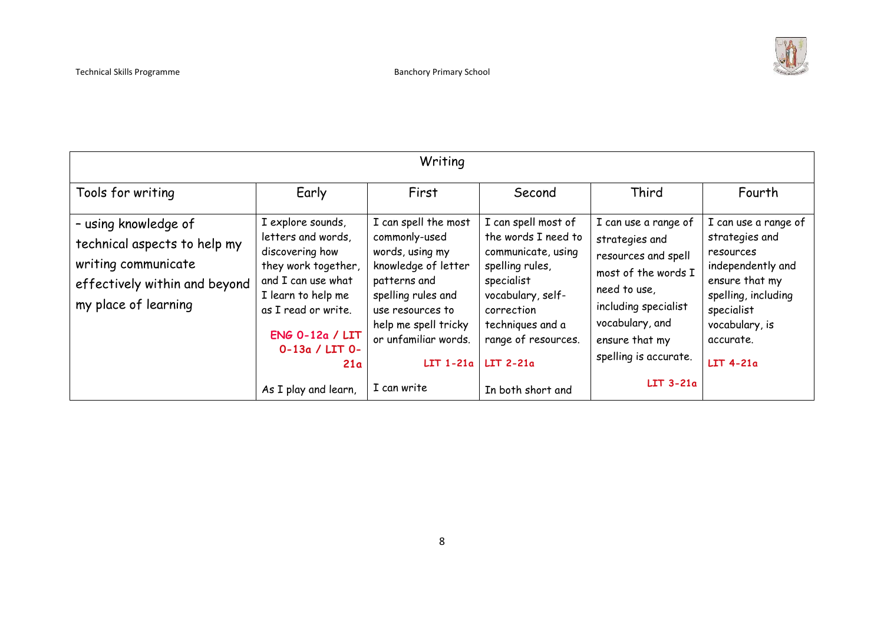| Writing | | | | | |
|---|---|---|---|---|---|
| Tools for writing | Early | First | Second | Third | Fourth |
| - using knowledge of technical aspects to help my writing communicate effectively within and beyond my place of learning | I explore sounds, letters and words, discovering how they work together, and I can use what I learn to help me as I read or write. **ENG 0-12a / LIT 0-13a / LIT 0-21a** As I play and learn, | I can spell the most commonly-used words, using my knowledge of letter patterns and spelling rules and use resources to help me spell tricky or unfamiliar words. **LIT 1-21a** I can write | I can spell most of the words I need to communicate, using spelling rules, specialist vocabulary, self-correction techniques and a range of resources. **LIT 2-21a** In both short and | I can use a range of strategies and resources and spell most of the words I need to use, including specialist vocabulary, and ensure that my spelling is accurate. **LIT 3-21a** | I can use a range of strategies and resources independently and ensure that my spelling, including specialist vocabulary, is accurate. **LIT 4-21a** |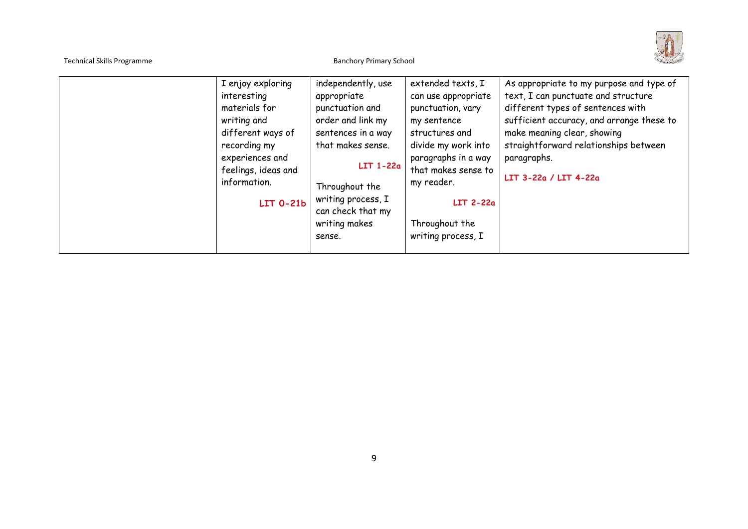| | | | | |
|---|---|---|---|---|
| | I enjoy exploring interesting materials for writing and different ways of recording my experiences and feelings, ideas and information.<br><br>**LIT 0-21b** | independently, use appropriate punctuation and order and link my sentences in a way that makes sense.<br><br>**LIT 1-22a**<br><br>Throughout the writing process, I can check that my writing makes sense. | extended texts, I can use appropriate punctuation, vary my sentence structures and divide my work into paragraphs in a way that makes sense to my reader.<br><br>**LIT 2-22a**<br><br>Throughout the writing process, I | As appropriate to my purpose and type of text, I can punctuate and structure different types of sentences with sufficient accuracy, and arrange these to make meaning clear, showing straightforward relationships between paragraphs.<br><br>**LIT 3-22a / LIT 4-22a** |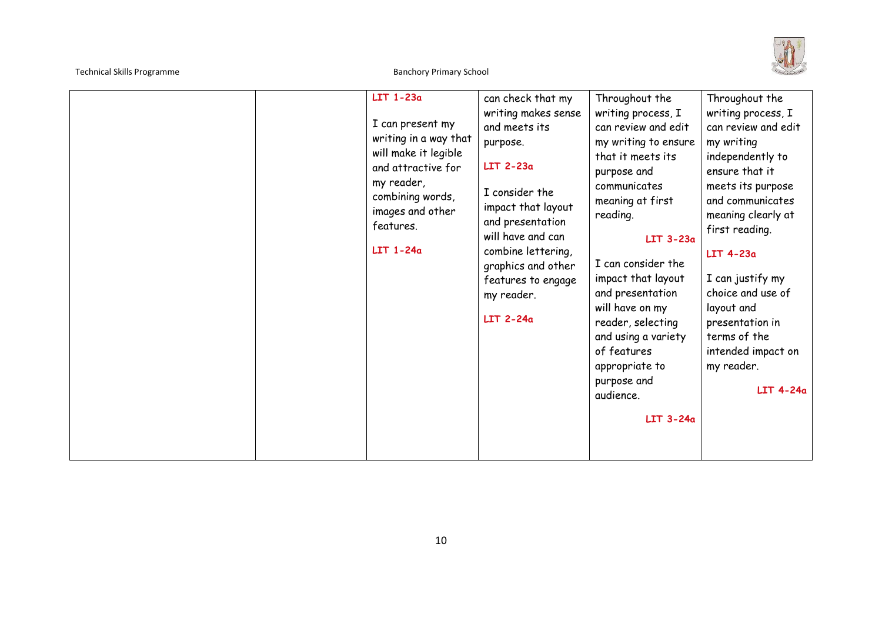| | | | | | |
|---|---|---|---|---|---|
| | | **LIT 1-23a**<br><br>I can present my writing in a way that will make it legible and attractive for my reader, combining words, images and other features.<br><br>**LIT 1-24a** | can check that my writing makes sense and meets its purpose.<br><br>**LIT 2-23a**<br><br>I consider the impact that layout and presentation will have and can combine lettering, graphics and other features to engage my reader.<br><br>**LIT 2-24a** | Throughout the writing process, I can review and edit my writing to ensure that it meets its purpose and communicates meaning at first reading.<br><br>**LIT 3-23a**<br><br>I can consider the impact that layout and presentation will have on my reader, selecting and using a variety of features appropriate to purpose and audience.<br><br>**LIT 3-24a** | Throughout the writing process, I can review and edit my writing independently to ensure that it meets its purpose and communicates meaning clearly at first reading.<br><br>**LIT 4-23a**<br><br>I can justify my choice and use of layout and presentation in terms of the intended impact on my reader.<br><br>**LIT 4-24a** |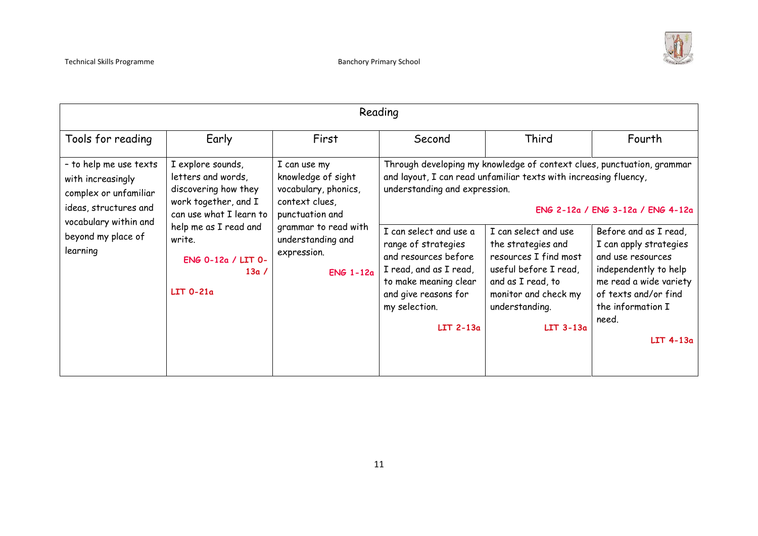| Reading | | | | | |
|---|---|---|---|---|---|
| Tools for reading | Early | First | Second | Third | Fourth |
| - to help me use texts with increasingly complex or unfamiliar ideas, structures and vocabulary within and beyond my place of learning | I explore sounds, letters and words, discovering how they work together, and I can use what I learn to help me as I read and write. **ENG 0-12a / LIT 0-13a / LIT 0-21a** | I can use my knowledge of sight vocabulary, phonics, context clues, punctuation and grammar to read with understanding and expression. **ENG 1-12a** | Through developing my knowledge of context clues, punctuation, grammar and layout, I can read unfamiliar texts with increasing fluency, understanding and expression. **ENG 2-12a / ENG 3-12a / ENG 4-12a** | | |
| | | | I can select and use a range of strategies and resources before I read, and as I read, to make meaning clear and give reasons for my selection. **LIT 2-13a** | I can select and use the strategies and resources I find most useful before I read, and as I read, to monitor and check my understanding. **LIT 3-13a** | Before and as I read, I can apply strategies and use resources independently to help me read a wide variety of texts and/or find the information I need. **LIT 4-13a** |